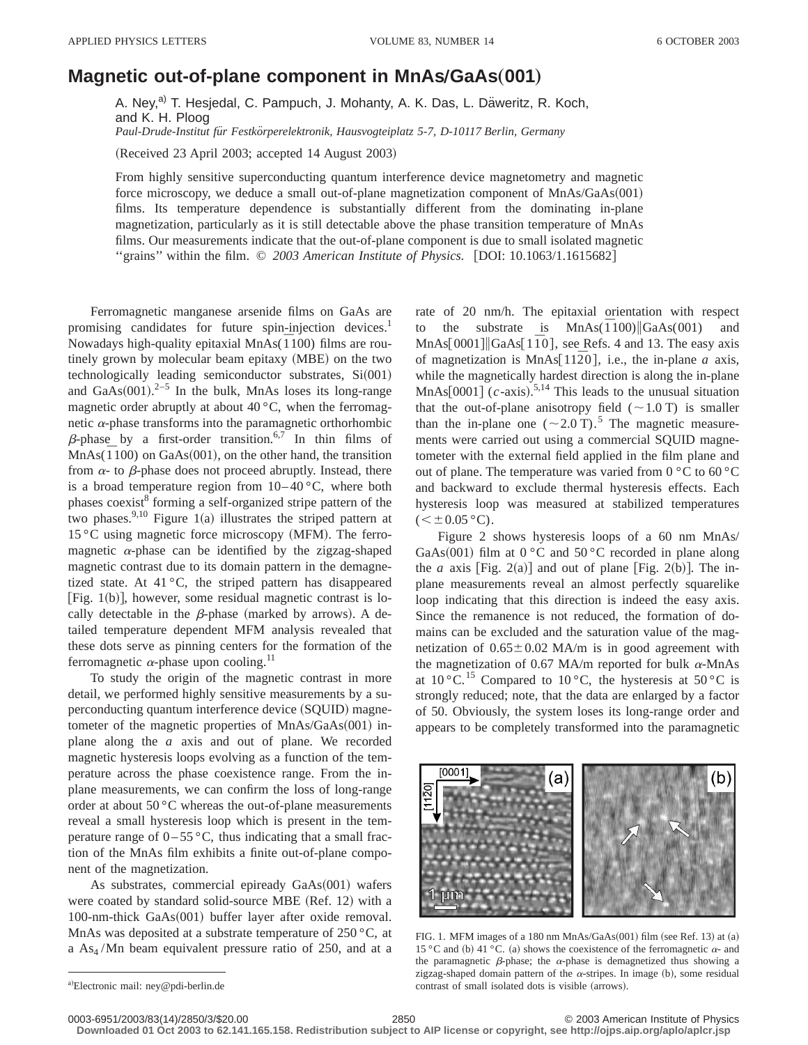# Magnetic out-of-plane component in MnAs/GaAs(001)

A. Ney,[a] T. Hesjedal, C. Pampuch, J. Mohanty, A. K. Das, L. Däweritz, R. Koch, and K. H. Ploog

*Paul-Drude-Institut für Festkörperelektronik, Hausvogteiplatz 5-7, D-10117 Berlin, Germany*

(Received 23 April 2003; accepted 14 August 2003)

From highly sensitive superconducting quantum interference device magnetometry and magnetic force microscopy, we deduce a small out-of-plane magnetization component of MnAs/GaAs(001) films. Its temperature dependence is substantially different from the dominating in-plane magnetization, particularly as it is still detectable above the phase transition temperature of MnAs films. Our measurements indicate that the out-of-plane component is due to small isolated magnetic "grains" within the film. © *2003 American Institute of Physics.* [DOI: 10.1063/1.1615682]

Ferromagnetic manganese arsenide films on GaAs are promising candidates for future spin-injection devices.[1] Nowadays high-quality epitaxial MnAs($\bar{1}100$) films are routinely grown by molecular beam epitaxy (MBE) on the two technologically leading semiconductor substrates, Si(001) and GaAs(001).[2–5] In the bulk, MnAs loses its long-range magnetic order abruptly at about 40 °C, when the ferromagnetic $\alpha$-phase transforms into the paramagnetic orthorhombic $\beta$-phase by a first-order transition.[6,7] In thin films of MnAs($\bar{1}100$) on GaAs(001), on the other hand, the transition from $\alpha$- to $\beta$-phase does not proceed abruptly. Instead, there is a broad temperature region from 10–40 °C, where both phases coexist[8] forming a self-organized stripe pattern of the two phases.[9,10] Figure 1(a) illustrates the striped pattern at 15 °C using magnetic force microscopy (MFM). The ferromagnetic $\alpha$-phase can be identified by the zigzag-shaped magnetic contrast due to its domain pattern in the demagnetized state. At 41 °C, the striped pattern has disappeared [Fig. 1(b)], however, some residual magnetic contrast is locally detectable in the $\beta$-phase (marked by arrows). A detailed temperature dependent MFM analysis revealed that these dots serve as pinning centers for the formation of the ferromagnetic $\alpha$-phase upon cooling.[11]

To study the origin of the magnetic contrast in more detail, we performed highly sensitive measurements by a superconducting quantum interference device (SQUID) magnetometer of the magnetic properties of MnAs/GaAs(001) in-plane along the *a* axis and out of plane. We recorded magnetic hysteresis loops evolving as a function of the temperature across the phase coexistence range. From the in-plane measurements, we can confirm the loss of long-range order at about 50 °C whereas the out-of-plane measurements reveal a small hysteresis loop which is present in the temperature range of 0–55 °C, thus indicating that a small fraction of the MnAs film exhibits a finite out-of-plane component of the magnetization.

As substrates, commercial epiready GaAs(001) wafers were coated by standard solid-source MBE (Ref. 12) with a 100-nm-thick GaAs(001) buffer layer after oxide removal. MnAs was deposited at a substrate temperature of 250 °C, at a $As_4$/Mn beam equivalent pressure ratio of 250, and at a rate of 20 nm/h. The epitaxial orientation with respect to the substrate is MnAs($\bar{1}100$)‖GaAs(001) and MnAs[0001]‖GaAs[$1\bar{1}0$], see Refs. 4 and 13. The easy axis of magnetization is MnAs[$11\bar{2}0$], i.e., the in-plane *a* axis, while the magnetically hardest direction is along the in-plane MnAs[0001] (*c*-axis).[5,14] This leads to the unusual situation that the out-of-plane anisotropy field (~1.0 T) is smaller than the in-plane one (~2.0 T).[5] The magnetic measurements were carried out using a commercial SQUID magnetometer with the external field applied in the film plane and out of plane. The temperature was varied from 0 °C to 60 °C and backward to exclude thermal hysteresis effects. Each hysteresis loop was measured at stabilized temperatures (<±0.05 °C).

Figure 2 shows hysteresis loops of a 60 nm MnAs/GaAs(001) film at 0 °C and 50 °C recorded in plane along the *a* axis [Fig. 2(a)] and out of plane [Fig. 2(b)]. The in-plane measurements reveal an almost perfectly squarelike loop indicating that this direction is indeed the easy axis. Since the remanence is not reduced, the formation of domains can be excluded and the saturation value of the magnetization of 0.65±0.02 MA/m is in good agreement with the magnetization of 0.67 MA/m reported for bulk $\alpha$-MnAs at 10 °C.[15] Compared to 10 °C, the hysteresis at 50 °C is strongly reduced; note, that the data are enlarged by a factor of 50. Obviously, the system loses its long-range order and appears to be completely transformed into the paramagnetic

FIG. 1. MFM images of a 180 nm MnAs/GaAs(001) film (see Ref. 13) at (a) 15 °C and (b) 41 °C. (a) shows the coexistence of the ferromagnetic $\alpha$- and the paramagnetic $\beta$-phase; the $\alpha$-phase is demagnetized thus showing a zigzag-shaped domain pattern of the $\alpha$-stripes. In image (b), some residual contrast of small isolated dots is visible (arrows).

[a]Electronic mail: ney@pdi-berlin.de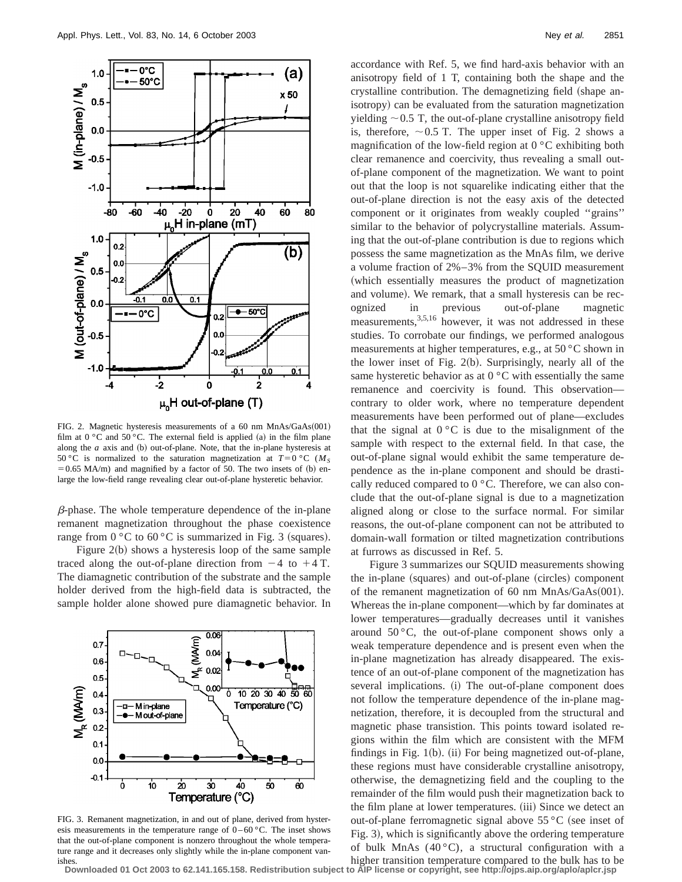FIG. 2. Magnetic hysteresis measurements of a 60 nm MnAs/GaAs(001) film at 0 °C and 50 °C. The external field is applied (a) in the film plane along the *a* axis and (b) out-of-plane. Note, that the in-plane hysteresis at 50 °C is normalized to the saturation magnetization at $T=0$ °C ($M_S=0.65$ MA/m) and magnified by a factor of 50. The two insets of (b) enlarge the low-field range revealing clear out-of-plane hysteretic behavior.

$\beta$-phase. The whole temperature dependence of the in-plane remanent magnetization throughout the phase coexistence range from 0 °C to 60 °C is summarized in Fig. 3 (squares).

Figure 2(b) shows a hysteresis loop of the same sample traced along the out-of-plane direction from $-4$ to $+4$ T. The diamagnetic contribution of the substrate and the sample holder derived from the high-field data is subtracted, the sample holder alone showed pure diamagnetic behavior. In accordance with Ref. 5, we find hard-axis behavior with an anisotropy field of 1 T, containing both the shape and the crystalline contribution. The demagnetizing field (shape anisotropy) can be evaluated from the saturation magnetization yielding ~0.5 T, the out-of-plane crystalline anisotropy field is, therefore, ~0.5 T. The upper inset of Fig. 2 shows a magnification of the low-field region at 0 °C exhibiting both clear remanence and coercivity, thus revealing a small out-of-plane component of the magnetization. We want to point out that the loop is not squarelike indicating either that the out-of-plane direction is not the easy axis of the detected component or it originates from weakly coupled "grains" similar to the behavior of polycrystalline materials. Assuming that the out-of-plane contribution is due to regions which possess the same magnetization as the MnAs film, we derive a volume fraction of 2%–3% from the SQUID measurement (which essentially measures the product of magnetization and volume). We remark, that a small hysteresis can be recognized in previous out-of-plane magnetic measurements,[3,5,16] however, it was not addressed in these studies. To corrobate our findings, we performed analogous measurements at higher temperatures, e.g., at 50 °C shown in the lower inset of Fig. 2(b). Surprisingly, nearly all of the same hysteretic behavior as at 0 °C with essentially the same remanence and coercivity is found. This observation—contrary to older work, where no temperature dependent measurements have been performed out of plane—excludes that the signal at 0 °C is due to the misalignment of the sample with respect to the external field. In that case, the out-of-plane signal would exhibit the same temperature dependence as the in-plane component and should be drastically reduced compared to 0 °C. Therefore, we can also conclude that the out-of-plane signal is due to a magnetization aligned along or close to the surface normal. For similar reasons, the out-of-plane component can not be attributed to domain-wall formation or tilted magnetization contributions at furrows as discussed in Ref. 5.

FIG. 3. Remanent magnetization, in and out of plane, derived from hysteresis measurements in the temperature range of 0–60 °C. The inset shows that the out-of-plane component is nonzero throughout the whole temperature range and it decreases only slightly while the in-plane component vanishes.

Figure 3 summarizes our SQUID measurements showing the in-plane (squares) and out-of-plane (circles) component of the remanent magnetization of 60 nm MnAs/GaAs(001). Whereas the in-plane component—which by far dominates at lower temperatures—gradually decreases until it vanishes around 50 °C, the out-of-plane component shows only a weak temperature dependence and is present even when the in-plane magnetization has already disappeared. The existence of an out-of-plane component of the magnetization has several implications. (i) The out-of-plane component does not follow the temperature dependence of the in-plane magnetization, therefore, it is decoupled from the structural and magnetic phase transistion. This points toward isolated regions within the film which are consistent with the MFM findings in Fig. 1(b). (ii) For being magnetized out-of-plane, these regions must have considerable crystalline anisotropy, otherwise, the demagnetizing field and the coupling to the remainder of the film would push their magnetization back to the film plane at lower temperatures. (iii) Since we detect an out-of-plane ferromagnetic signal above 55 °C (see inset of Fig. 3), which is significantly above the ordering temperature of bulk MnAs (40 °C), a structural configuration with a higher transition temperature compared to the bulk has to be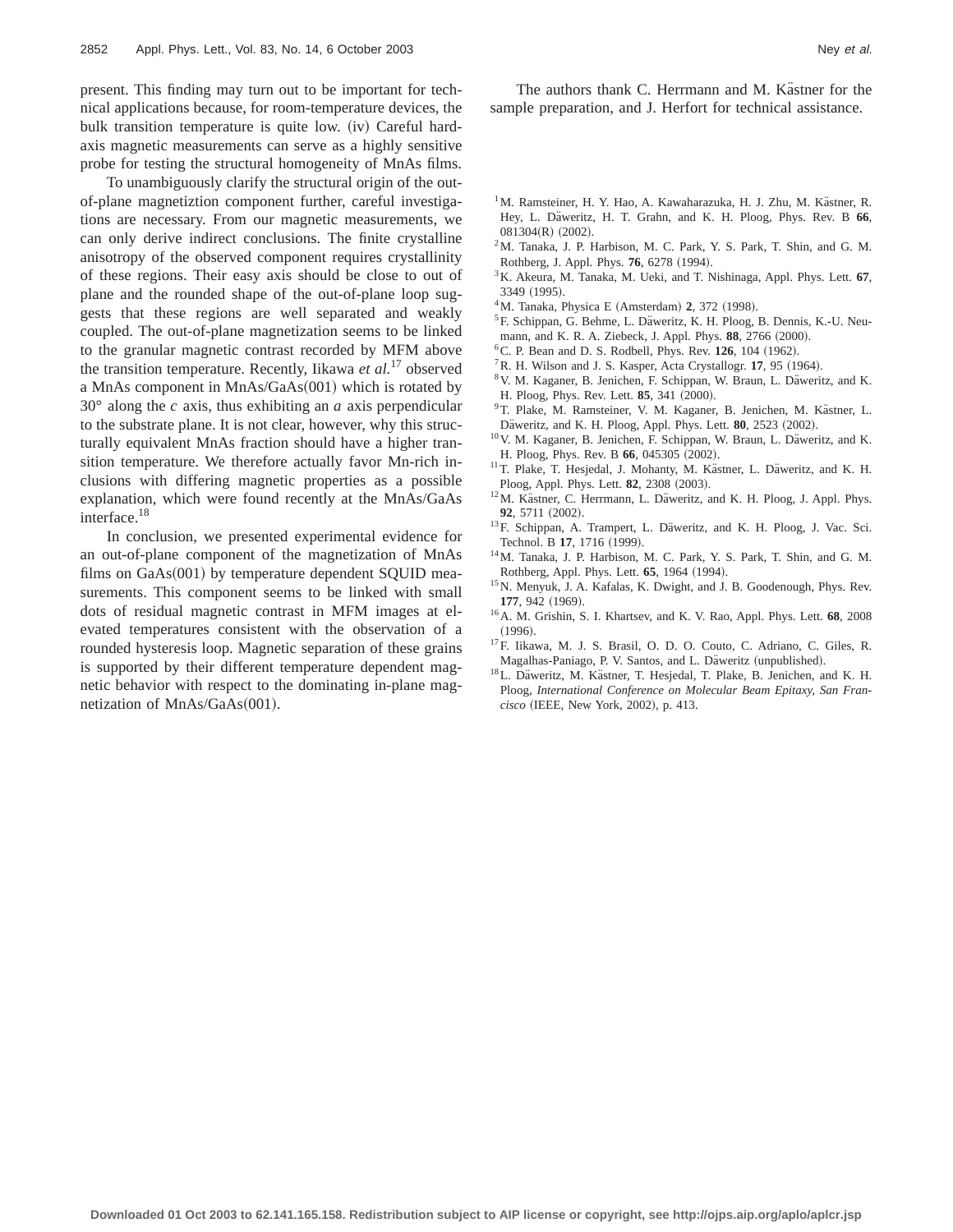present. This finding may turn out to be important for technical applications because, for room-temperature devices, the bulk transition temperature is quite low. (iv) Careful hard-axis magnetic measurements can serve as a highly sensitive probe for testing the structural homogeneity of MnAs films.

To unambiguously clarify the structural origin of the out-of-plane magnetiztion component further, careful investigations are necessary. From our magnetic measurements, we can only derive indirect conclusions. The finite crystalline anisotropy of the observed component requires crystallinity of these regions. Their easy axis should be close to out of plane and the rounded shape of the out-of-plane loop suggests that these regions are well separated and weakly coupled. The out-of-plane magnetization seems to be linked to the granular magnetic contrast recorded by MFM above the transition temperature. Recently, Iikawa *et al.*[17] observed a MnAs component in MnAs/GaAs(001) which is rotated by 30° along the *c* axis, thus exhibiting an *a* axis perpendicular to the substrate plane. It is not clear, however, why this structurally equivalent MnAs fraction should have a higher transition temperature. We therefore actually favor Mn-rich inclusions with differing magnetic properties as a possible explanation, which were found recently at the MnAs/GaAs interface.[18]

In conclusion, we presented experimental evidence for an out-of-plane component of the magnetization of MnAs films on GaAs(001) by temperature dependent SQUID measurements. This component seems to be linked with small dots of residual magnetic contrast in MFM images at elevated temperatures consistent with the observation of a rounded hysteresis loop. Magnetic separation of these grains is supported by their different temperature dependent magnetic behavior with respect to the dominating in-plane magnetization of MnAs/GaAs(001).

The authors thank C. Herrmann and M. Kästner for the sample preparation, and J. Herfort for technical assistance.

[1] M. Ramsteiner, H. Y. Hao, A. Kawaharazuka, H. J. Zhu, M. Kästner, R. Hey, L. Däweritz, H. T. Grahn, and K. H. Ploog, Phys. Rev. B **66**, 081304(R) (2002).
[2] M. Tanaka, J. P. Harbison, M. C. Park, Y. S. Park, T. Shin, and G. M. Rothberg, J. Appl. Phys. **76**, 6278 (1994).
[3] K. Akeura, M. Tanaka, M. Ueki, and T. Nishinaga, Appl. Phys. Lett. **67**, 3349 (1995).
[4] M. Tanaka, Physica E (Amsterdam) **2**, 372 (1998).
[5] F. Schippan, G. Behme, L. Däweritz, K. H. Ploog, B. Dennis, K.-U. Neumann, and K. R. A. Ziebeck, J. Appl. Phys. **88**, 2766 (2000).
[6] C. P. Bean and D. S. Rodbell, Phys. Rev. **126**, 104 (1962).
[7] R. H. Wilson and J. S. Kasper, Acta Crystallogr. **17**, 95 (1964).
[8] V. M. Kaganer, B. Jenichen, F. Schippan, W. Braun, L. Däweritz, and K. H. Ploog, Phys. Rev. Lett. **85**, 341 (2000).
[9] T. Plake, M. Ramsteiner, V. M. Kaganer, B. Jenichen, M. Kästner, L. Däweritz, and K. H. Ploog, Appl. Phys. Lett. **80**, 2523 (2002).
[10] V. M. Kaganer, B. Jenichen, F. Schippan, W. Braun, L. Däweritz, and K. H. Ploog, Phys. Rev. B **66**, 045305 (2002).
[11] T. Plake, T. Hesjedal, J. Mohanty, M. Kästner, L. Däweritz, and K. H. Ploog, Appl. Phys. Lett. **82**, 2308 (2003).
[12] M. Kästner, C. Herrmann, L. Däweritz, and K. H. Ploog, J. Appl. Phys. **92**, 5711 (2002).
[13] F. Schippan, A. Trampert, L. Däweritz, and K. H. Ploog, J. Vac. Sci. Technol. B **17**, 1716 (1999).
[14] M. Tanaka, J. P. Harbison, M. C. Park, Y. S. Park, T. Shin, and G. M. Rothberg, Appl. Phys. Lett. **65**, 1964 (1994).
[15] N. Menyuk, J. A. Kafalas, K. Dwight, and J. B. Goodenough, Phys. Rev. **177**, 942 (1969).
[16] A. M. Grishin, S. I. Khartsev, and K. V. Rao, Appl. Phys. Lett. **68**, 2008 (1996).
[17] F. Iikawa, M. J. S. Brasil, O. D. O. Couto, C. Adriano, C. Giles, R. Magalhas-Paniago, P. V. Santos, and L. Däweritz (unpublished).
[18] L. Däweritz, M. Kästner, T. Hesjedal, T. Plake, B. Jenichen, and K. H. Ploog, *International Conference on Molecular Beam Epitaxy, San Francisco* (IEEE, New York, 2002), p. 413.